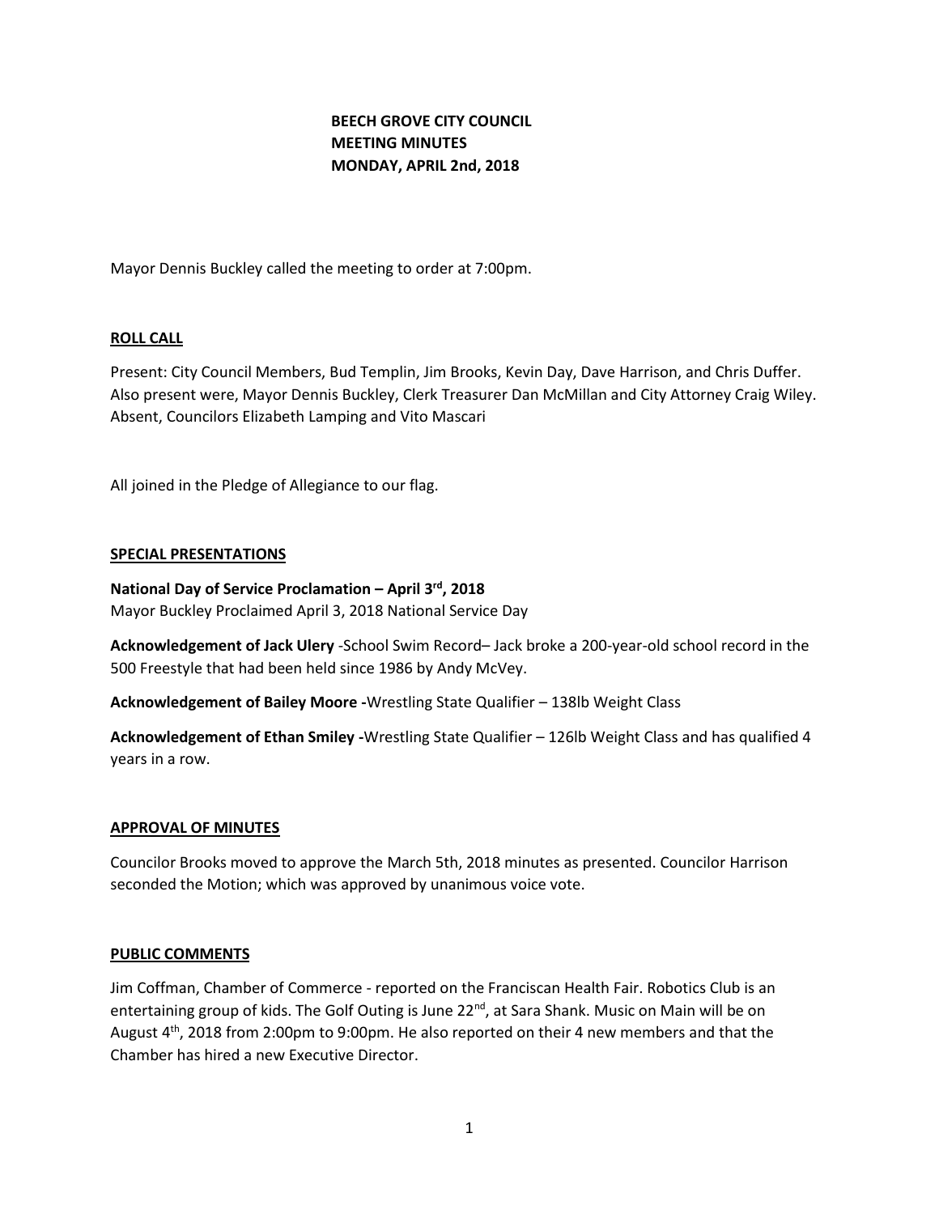**BEECH GROVE CITY COUNCIL**
**MEETING MINUTES**
**MONDAY, APRIL 2nd, 2018**

Mayor Dennis Buckley called the meeting to order at 7:00pm.

## ROLL CALL

Present: City Council Members, Bud Templin, Jim Brooks, Kevin Day, Dave Harrison, and Chris Duffer. Also present were, Mayor Dennis Buckley, Clerk Treasurer Dan McMillan and City Attorney Craig Wiley. Absent, Councilors Elizabeth Lamping and Vito Mascari

All joined in the Pledge of Allegiance to our flag.

## SPECIAL PRESENTATIONS

**National Day of Service Proclamation – April 3rd, 2018**
Mayor Buckley Proclaimed April 3, 2018 National Service Day

**Acknowledgement of Jack Ulery** -School Swim Record– Jack broke a 200-year-old school record in the 500 Freestyle that had been held since 1986 by Andy McVey.

**Acknowledgement of Bailey Moore -**Wrestling State Qualifier – 138lb Weight Class

**Acknowledgement of Ethan Smiley -**Wrestling State Qualifier – 126lb Weight Class and has qualified 4 years in a row.

## APPROVAL OF MINUTES

Councilor Brooks moved to approve the March 5th, 2018 minutes as presented. Councilor Harrison seconded the Motion; which was approved by unanimous voice vote.

## PUBLIC COMMENTS

Jim Coffman, Chamber of Commerce - reported on the Franciscan Health Fair. Robotics Club is an entertaining group of kids. The Golf Outing is June 22nd, at Sara Shank. Music on Main will be on August 4th, 2018 from 2:00pm to 9:00pm. He also reported on their 4 new members and that the Chamber has hired a new Executive Director.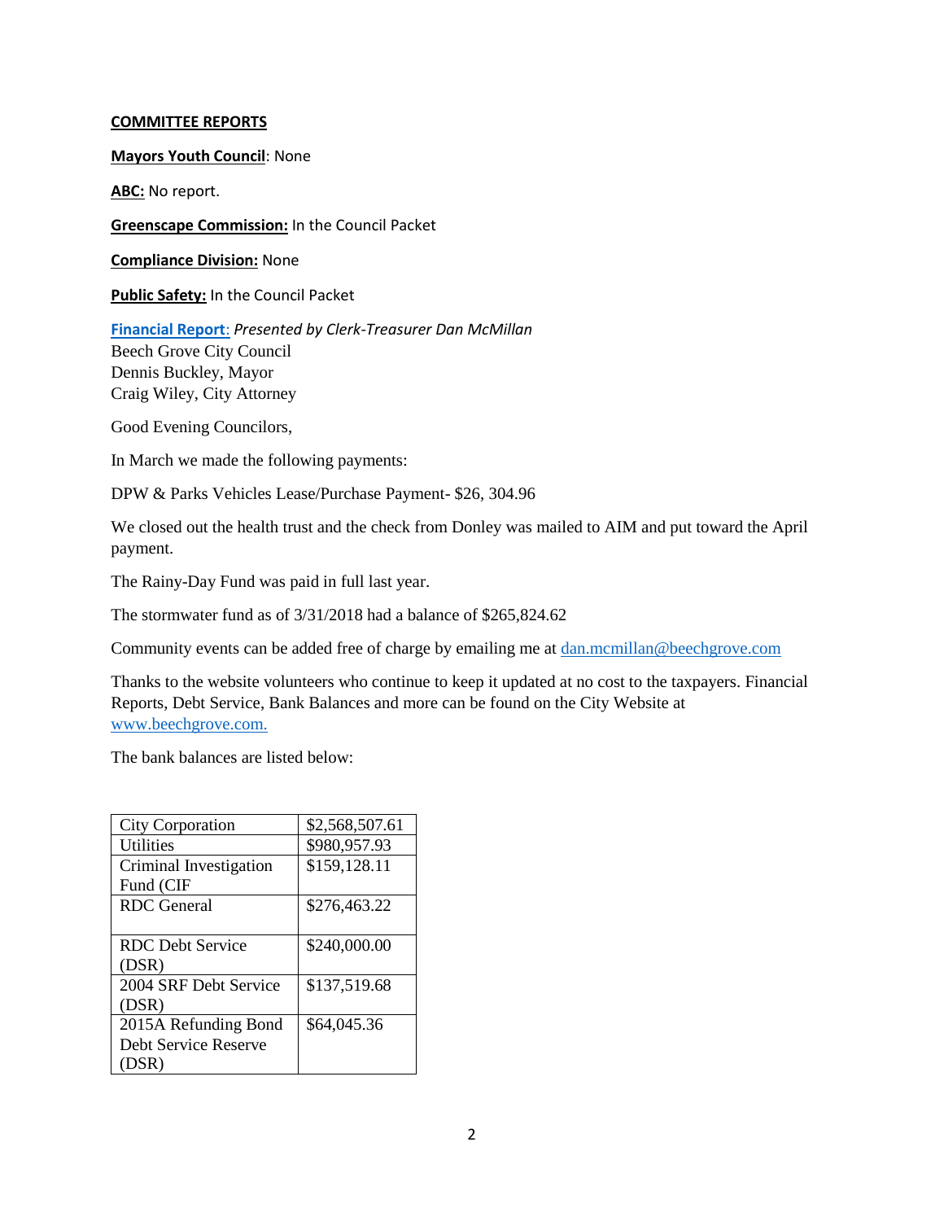**COMMITTEE REPORTS**

**Mayors Youth Council**: None

**ABC:** No report.

**Greenscape Commission:** In the Council Packet

**Compliance Division:** None

**Public Safety:** In the Council Packet

**Financial Report**: *Presented by Clerk-Treasurer Dan McMillan*
Beech Grove City Council
Dennis Buckley, Mayor
Craig Wiley, City Attorney

Good Evening Councilors,

In March we made the following payments:

DPW & Parks Vehicles Lease/Purchase Payment- $26, 304.96

We closed out the health trust and the check from Donley was mailed to AIM and put toward the April payment.

The Rainy-Day Fund was paid in full last year.

The stormwater fund as of 3/31/2018 had a balance of $265,824.62

Community events can be added free of charge by emailing me at dan.mcmillan@beechgrove.com

Thanks to the website volunteers who continue to keep it updated at no cost to the taxpayers. Financial Reports, Debt Service, Bank Balances and more can be found on the City Website at www.beechgrove.com.

The bank balances are listed below:

| | |
|---|---|
| City Corporation | $2,568,507.61 |
| Utilities | $980,957.93 |
| Criminal Investigation Fund (CIF | $159,128.11 |
| RDC General | $276,463.22 |
| RDC Debt Service (DSR) | $240,000.00 |
| 2004 SRF Debt Service (DSR) | $137,519.68 |
| 2015A Refunding Bond Debt Service Reserve (DSR) | $64,045.36 |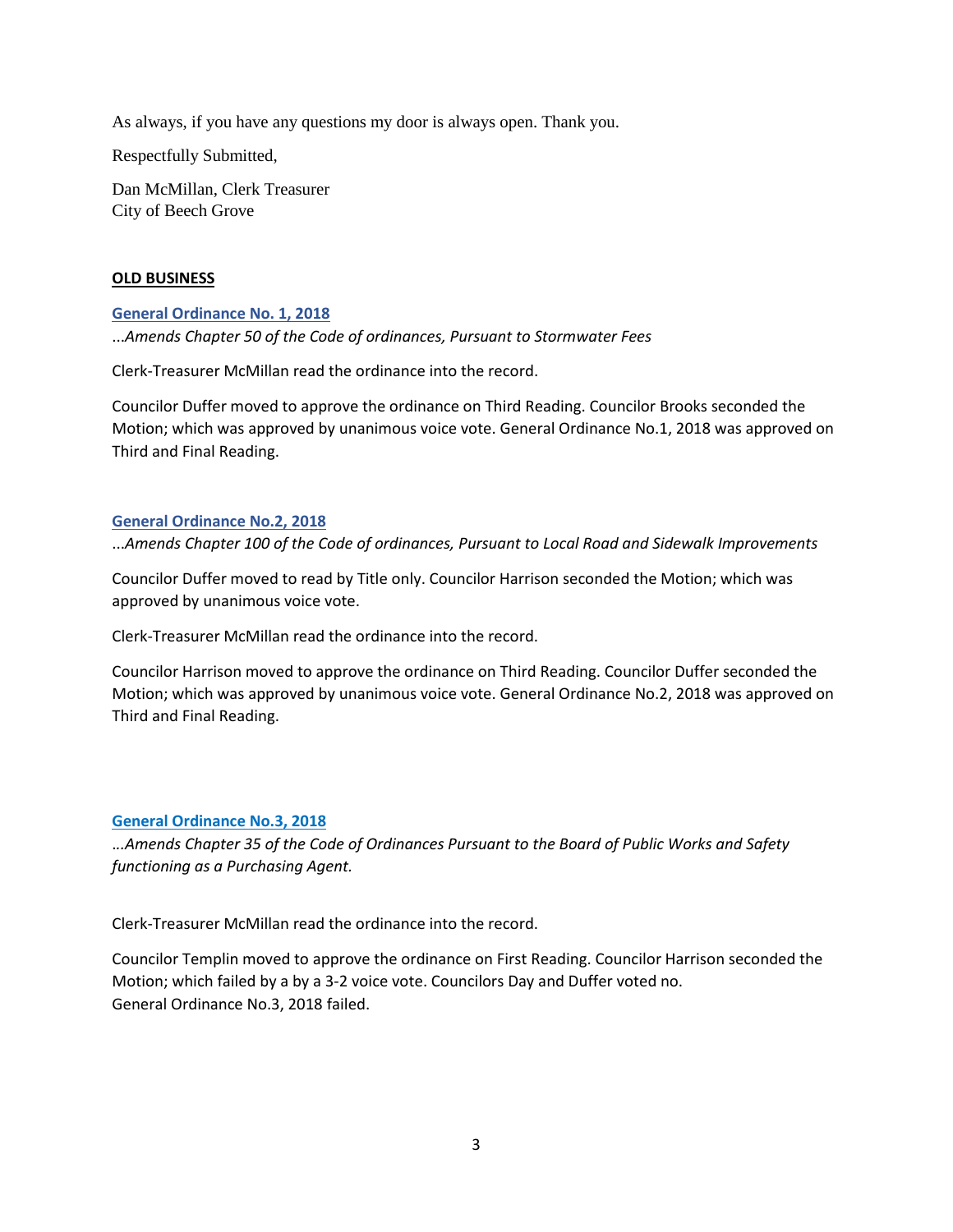As always, if you have any questions my door is always open. Thank you.

Respectfully Submitted,

Dan McMillan, Clerk Treasurer
City of Beech Grove

## OLD BUSINESS

### General Ordinance No. 1, 2018

*...Amends Chapter 50 of the Code of ordinances, Pursuant to Stormwater Fees*

Clerk-Treasurer McMillan read the ordinance into the record.

Councilor Duffer moved to approve the ordinance on Third Reading. Councilor Brooks seconded the Motion; which was approved by unanimous voice vote. General Ordinance No.1, 2018 was approved on Third and Final Reading.

### General Ordinance No.2, 2018

*...Amends Chapter 100 of the Code of ordinances, Pursuant to Local Road and Sidewalk Improvements*

Councilor Duffer moved to read by Title only. Councilor Harrison seconded the Motion; which was approved by unanimous voice vote.

Clerk-Treasurer McMillan read the ordinance into the record.

Councilor Harrison moved to approve the ordinance on Third Reading. Councilor Duffer seconded the Motion; which was approved by unanimous voice vote. General Ordinance No.2, 2018 was approved on Third and Final Reading.

### General Ordinance No.3, 2018

*...Amends Chapter 35 of the Code of Ordinances Pursuant to the Board of Public Works and Safety functioning as a Purchasing Agent.*

Clerk-Treasurer McMillan read the ordinance into the record.

Councilor Templin moved to approve the ordinance on First Reading. Councilor Harrison seconded the Motion; which failed by a by a 3-2 voice vote. Councilors Day and Duffer voted no.
General Ordinance No.3, 2018 failed.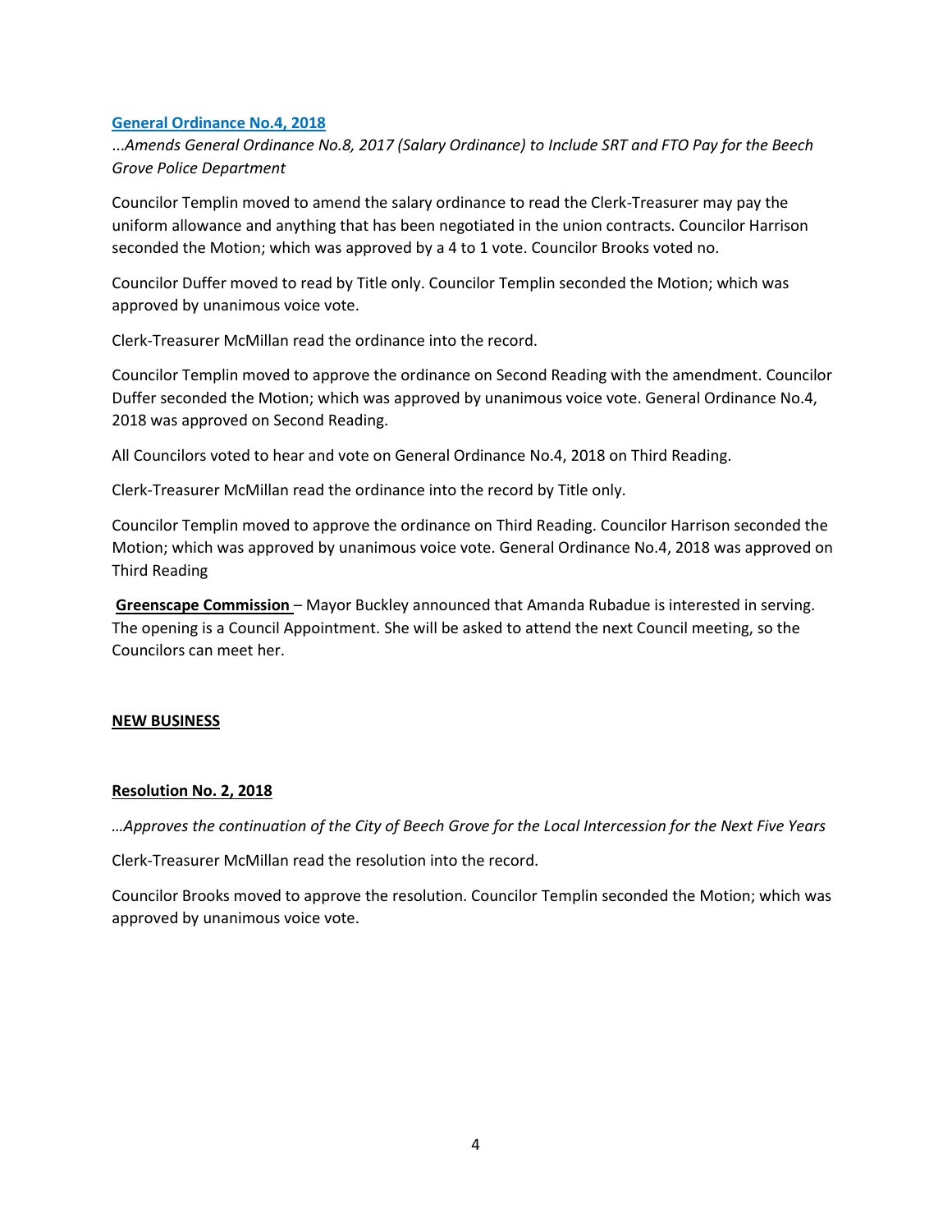**General Ordinance No.4, 2018**

...*Amends General Ordinance No.8, 2017 (Salary Ordinance) to Include SRT and FTO Pay for the Beech Grove Police Department*

Councilor Templin moved to amend the salary ordinance to read the Clerk-Treasurer may pay the uniform allowance and anything that has been negotiated in the union contracts. Councilor Harrison seconded the Motion; which was approved by a 4 to 1 vote. Councilor Brooks voted no.

Councilor Duffer moved to read by Title only. Councilor Templin seconded the Motion; which was approved by unanimous voice vote.

Clerk-Treasurer McMillan read the ordinance into the record.

Councilor Templin moved to approve the ordinance on Second Reading with the amendment. Councilor Duffer seconded the Motion; which was approved by unanimous voice vote. General Ordinance No.4, 2018 was approved on Second Reading.

All Councilors voted to hear and vote on General Ordinance No.4, 2018 on Third Reading.

Clerk-Treasurer McMillan read the ordinance into the record by Title only.

Councilor Templin moved to approve the ordinance on Third Reading. Councilor Harrison seconded the Motion; which was approved by unanimous voice vote. General Ordinance No.4, 2018 was approved on Third Reading

**Greenscape Commission** – Mayor Buckley announced that Amanda Rubadue is interested in serving. The opening is a Council Appointment. She will be asked to attend the next Council meeting, so the Councilors can meet her.

**NEW BUSINESS**

**Resolution No. 2, 2018**

*…Approves the continuation of the City of Beech Grove for the Local Intercession for the Next Five Years*

Clerk-Treasurer McMillan read the resolution into the record.

Councilor Brooks moved to approve the resolution. Councilor Templin seconded the Motion; which was approved by unanimous voice vote.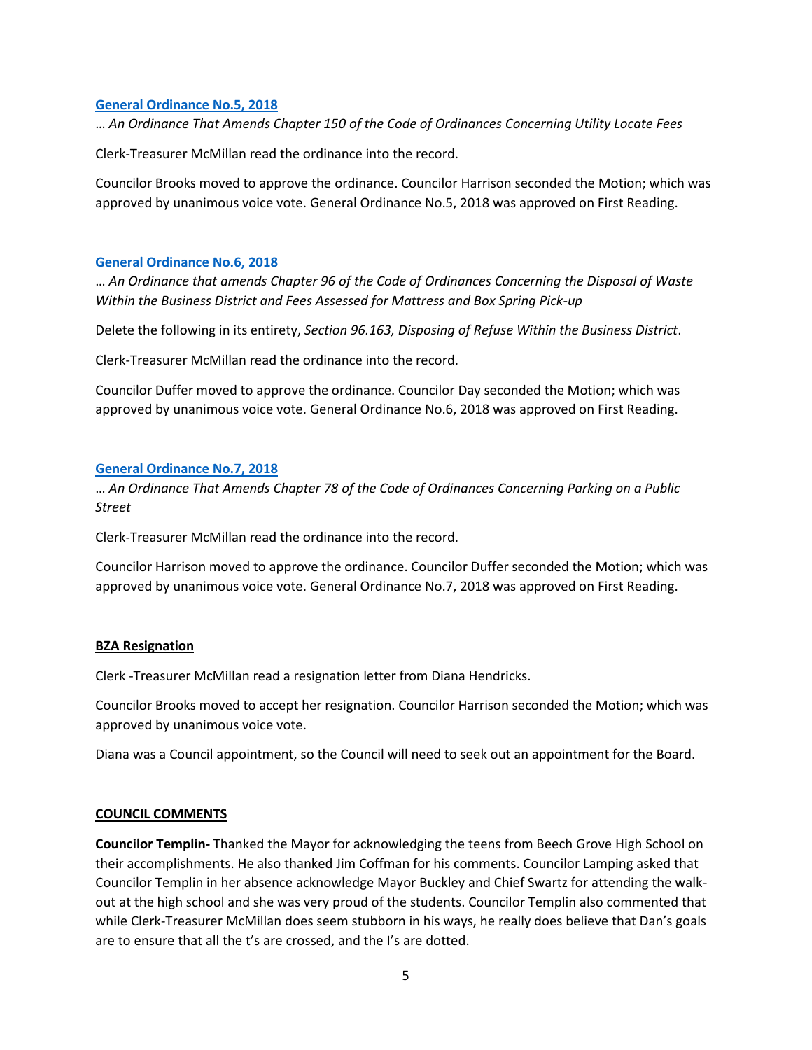**[General Ordinance No.5, 2018](#)**

… *An Ordinance That Amends Chapter 150 of the Code of Ordinances Concerning Utility Locate Fees*

Clerk-Treasurer McMillan read the ordinance into the record.

Councilor Brooks moved to approve the ordinance. Councilor Harrison seconded the Motion; which was approved by unanimous voice vote. General Ordinance No.5, 2018 was approved on First Reading.

**[General Ordinance No.6, 2018](#)**

… *An Ordinance that amends Chapter 96 of the Code of Ordinances Concerning the Disposal of Waste Within the Business District and Fees Assessed for Mattress and Box Spring Pick-up*

Delete the following in its entirety, *Section 96.163, Disposing of Refuse Within the Business District*.

Clerk-Treasurer McMillan read the ordinance into the record.

Councilor Duffer moved to approve the ordinance. Councilor Day seconded the Motion; which was approved by unanimous voice vote. General Ordinance No.6, 2018 was approved on First Reading.

**[General Ordinance No.7, 2018](#)**

… *An Ordinance That Amends Chapter 78 of the Code of Ordinances Concerning Parking on a Public Street*

Clerk-Treasurer McMillan read the ordinance into the record.

Councilor Harrison moved to approve the ordinance. Councilor Duffer seconded the Motion; which was approved by unanimous voice vote. General Ordinance No.7, 2018 was approved on First Reading.

**BZA Resignation**

Clerk -Treasurer McMillan read a resignation letter from Diana Hendricks.

Councilor Brooks moved to accept her resignation. Councilor Harrison seconded the Motion; which was approved by unanimous voice vote.

Diana was a Council appointment, so the Council will need to seek out an appointment for the Board.

**COUNCIL COMMENTS**

**Councilor Templin-** Thanked the Mayor for acknowledging the teens from Beech Grove High School on their accomplishments. He also thanked Jim Coffman for his comments. Councilor Lamping asked that Councilor Templin in her absence acknowledge Mayor Buckley and Chief Swartz for attending the walk-out at the high school and she was very proud of the students. Councilor Templin also commented that while Clerk-Treasurer McMillan does seem stubborn in his ways, he really does believe that Dan's goals are to ensure that all the t's are crossed, and the I's are dotted.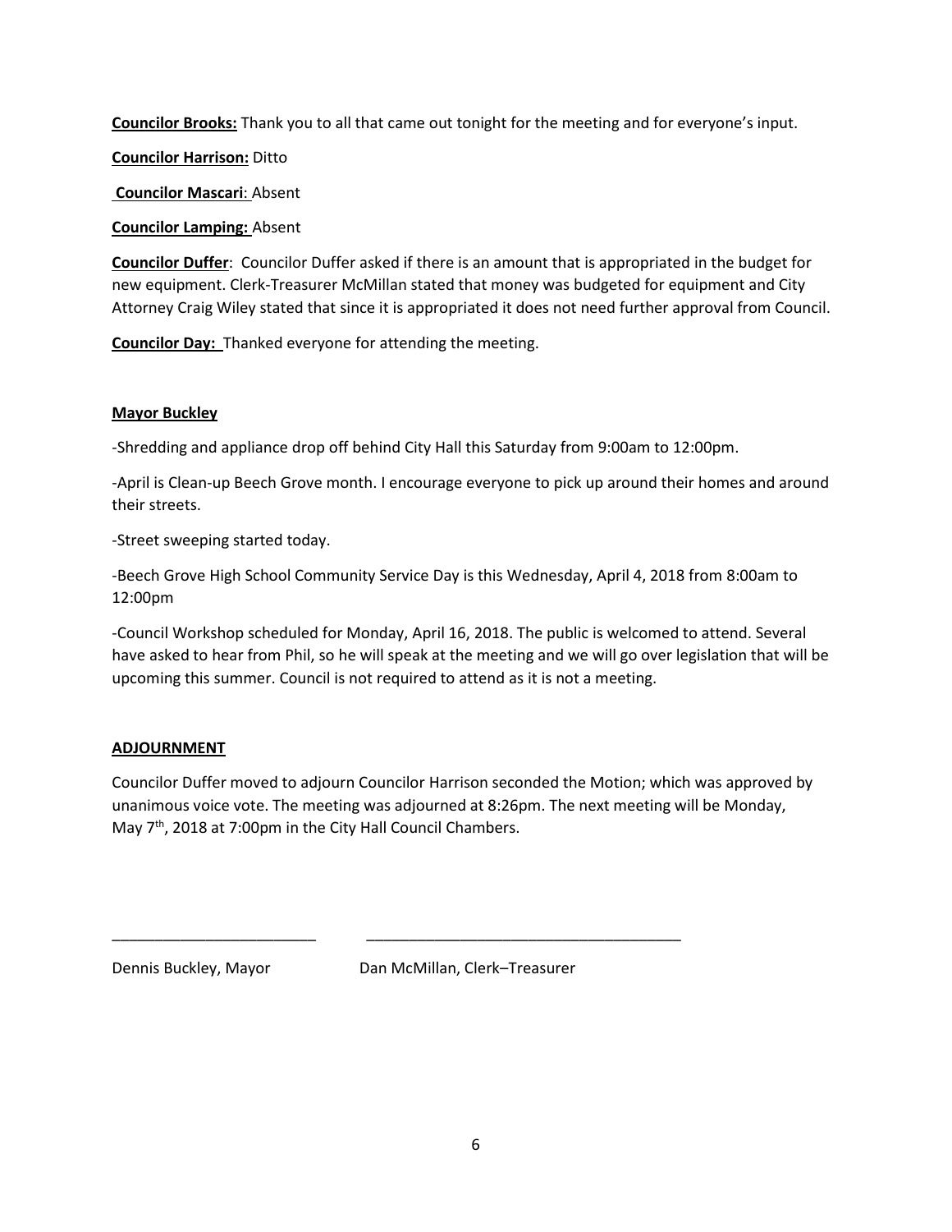**Councilor Brooks:** Thank you to all that came out tonight for the meeting and for everyone's input.

**Councilor Harrison:** Ditto

**Councilor Mascari**: Absent

**Councilor Lamping:** Absent

**Councilor Duffer**: Councilor Duffer asked if there is an amount that is appropriated in the budget for new equipment. Clerk-Treasurer McMillan stated that money was budgeted for equipment and City Attorney Craig Wiley stated that since it is appropriated it does not need further approval from Council.

**Councilor Day:** Thanked everyone for attending the meeting.

**Mayor Buckley**

-Shredding and appliance drop off behind City Hall this Saturday from 9:00am to 12:00pm.

-April is Clean-up Beech Grove month. I encourage everyone to pick up around their homes and around their streets.

-Street sweeping started today.

-Beech Grove High School Community Service Day is this Wednesday, April 4, 2018 from 8:00am to 12:00pm

-Council Workshop scheduled for Monday, April 16, 2018. The public is welcomed to attend. Several have asked to hear from Phil, so he will speak at the meeting and we will go over legislation that will be upcoming this summer. Council is not required to attend as it is not a meeting.

**ADJOURNMENT**

Councilor Duffer moved to adjourn Councilor Harrison seconded the Motion; which was approved by unanimous voice vote. The meeting was adjourned at 8:26pm. The next meeting will be Monday, May 7th, 2018 at 7:00pm in the City Hall Council Chambers.

________________________ ______________________________________

Dennis Buckley, Mayor Dan McMillan, Clerk–Treasurer